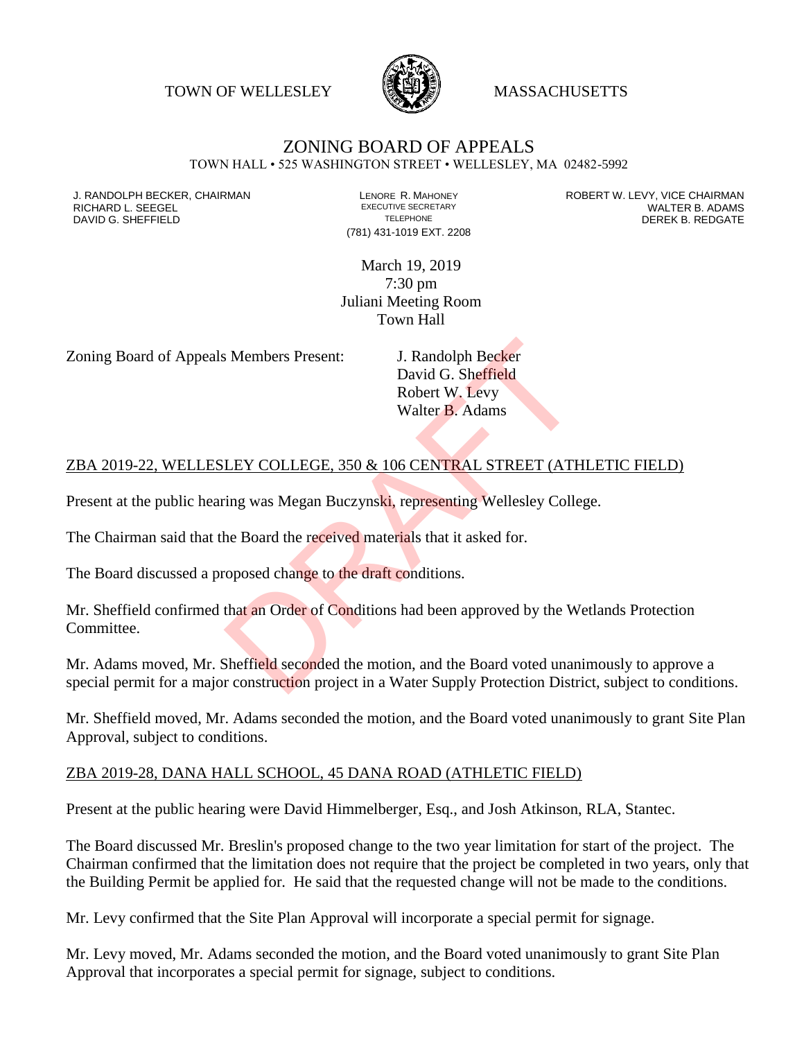TOWN OF WELLESLEY MASSACHUSETTS

# ZONING BOARD OF APPEALS

TOWN HALL • 525 WASHINGTON STREET • WELLESLEY, MA 02482-5992

J. RANDOLPH BECKER, CHAIRMAN
RICHARD L. SEEGEL
DAVID G. SHEFFIELD

LENORE R. MAHONEY
EXECUTIVE SECRETARY
TELEPHONE
(781) 431-1019 EXT. 2208

ROBERT W. LEVY, VICE CHAIRMAN
WALTER B. ADAMS
DEREK B. REDGATE

March 19, 2019
7:30 pm
Juliani Meeting Room
Town Hall

Zoning Board of Appeals Members Present: J. Randolph Becker
David G. Sheffield
Robert W. Levy
Walter B. Adams

## ZBA 2019-22, WELLESLEY COLLEGE, 350 & 106 CENTRAL STREET (ATHLETIC FIELD)

Present at the public hearing was Megan Buczynski, representing Wellesley College.

The Chairman said that the Board the received materials that it asked for.

The Board discussed a proposed change to the draft conditions.

Mr. Sheffield confirmed that an Order of Conditions had been approved by the Wetlands Protection Committee.

Mr. Adams moved, Mr. Sheffield seconded the motion, and the Board voted unanimously to approve a special permit for a major construction project in a Water Supply Protection District, subject to conditions.

Mr. Sheffield moved, Mr. Adams seconded the motion, and the Board voted unanimously to grant Site Plan Approval, subject to conditions.

## ZBA 2019-28, DANA HALL SCHOOL, 45 DANA ROAD (ATHLETIC FIELD)

Present at the public hearing were David Himmelberger, Esq., and Josh Atkinson, RLA, Stantec.

The Board discussed Mr. Breslin's proposed change to the two year limitation for start of the project. The Chairman confirmed that the limitation does not require that the project be completed in two years, only that the Building Permit be applied for. He said that the requested change will not be made to the conditions.

Mr. Levy confirmed that the Site Plan Approval will incorporate a special permit for signage.

Mr. Levy moved, Mr. Adams seconded the motion, and the Board voted unanimously to grant Site Plan Approval that incorporates a special permit for signage, subject to conditions.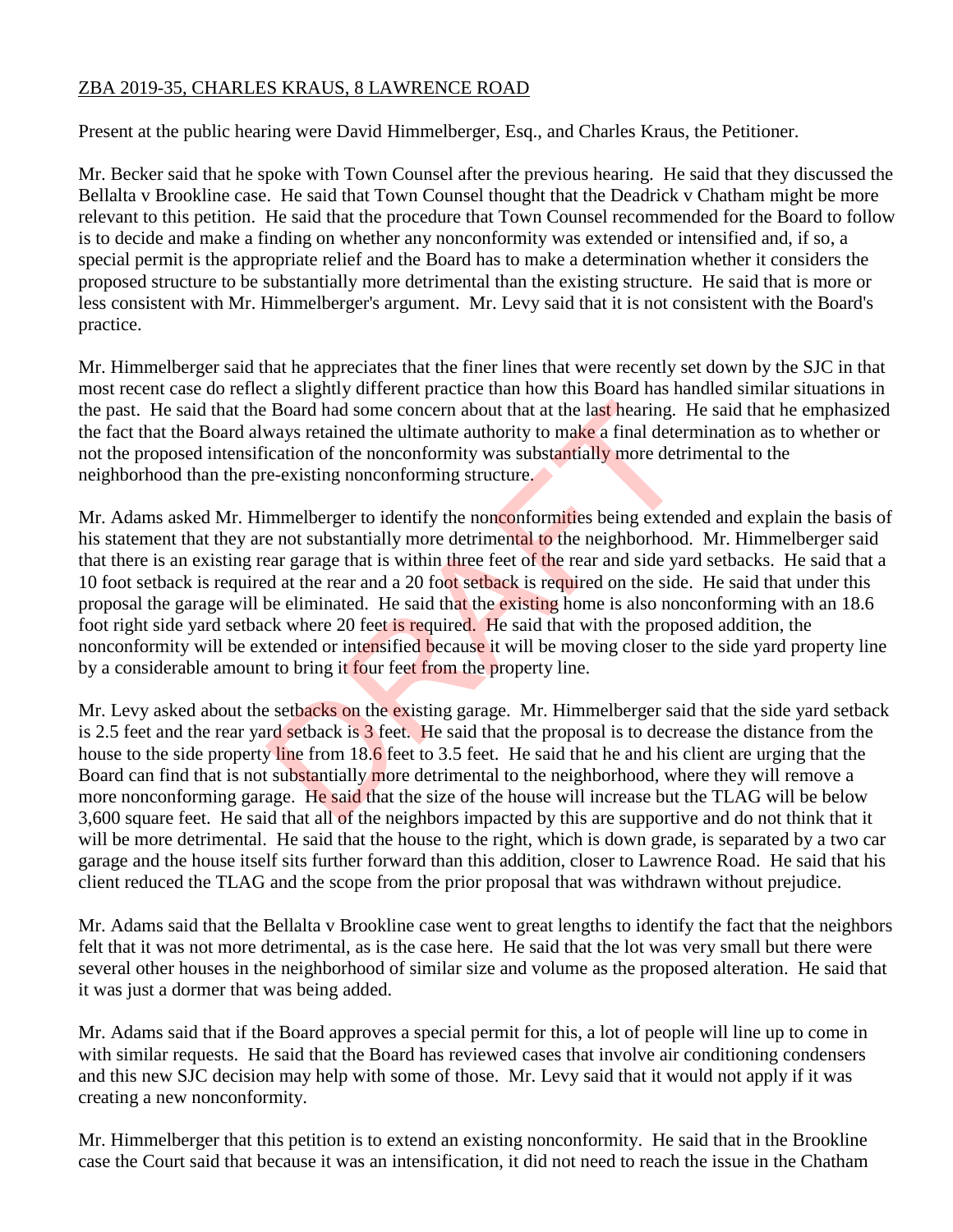ZBA 2019-35, CHARLES KRAUS, 8 LAWRENCE ROAD

Present at the public hearing were David Himmelberger, Esq., and Charles Kraus, the Petitioner.

Mr. Becker said that he spoke with Town Counsel after the previous hearing. He said that they discussed the Bellalta v Brookline case. He said that Town Counsel thought that the Deadrick v Chatham might be more relevant to this petition. He said that the procedure that Town Counsel recommended for the Board to follow is to decide and make a finding on whether any nonconformity was extended or intensified and, if so, a special permit is the appropriate relief and the Board has to make a determination whether it considers the proposed structure to be substantially more detrimental than the existing structure. He said that is more or less consistent with Mr. Himmelberger's argument. Mr. Levy said that it is not consistent with the Board's practice.

Mr. Himmelberger said that he appreciates that the finer lines that were recently set down by the SJC in that most recent case do reflect a slightly different practice than how this Board has handled similar situations in the past. He said that the Board had some concern about that at the last hearing. He said that he emphasized the fact that the Board always retained the ultimate authority to make a final determination as to whether or not the proposed intensification of the nonconformity was substantially more detrimental to the neighborhood than the pre-existing nonconforming structure.

Mr. Adams asked Mr. Himmelberger to identify the nonconformities being extended and explain the basis of his statement that they are not substantially more detrimental to the neighborhood. Mr. Himmelberger said that there is an existing rear garage that is within three feet of the rear and side yard setbacks. He said that a 10 foot setback is required at the rear and a 20 foot setback is required on the side. He said that under this proposal the garage will be eliminated. He said that the existing home is also nonconforming with an 18.6 foot right side yard setback where 20 feet is required. He said that with the proposed addition, the nonconformity will be extended or intensified because it will be moving closer to the side yard property line by a considerable amount to bring it four feet from the property line.

Mr. Levy asked about the setbacks on the existing garage. Mr. Himmelberger said that the side yard setback is 2.5 feet and the rear yard setback is 3 feet. He said that the proposal is to decrease the distance from the house to the side property line from 18.6 feet to 3.5 feet. He said that he and his client are urging that the Board can find that is not substantially more detrimental to the neighborhood, where they will remove a more nonconforming garage. He said that the size of the house will increase but the TLAG will be below 3,600 square feet. He said that all of the neighbors impacted by this are supportive and do not think that it will be more detrimental. He said that the house to the right, which is down grade, is separated by a two car garage and the house itself sits further forward than this addition, closer to Lawrence Road. He said that his client reduced the TLAG and the scope from the prior proposal that was withdrawn without prejudice.

Mr. Adams said that the Bellalta v Brookline case went to great lengths to identify the fact that the neighbors felt that it was not more detrimental, as is the case here. He said that the lot was very small but there were several other houses in the neighborhood of similar size and volume as the proposed alteration. He said that it was just a dormer that was being added.

Mr. Adams said that if the Board approves a special permit for this, a lot of people will line up to come in with similar requests. He said that the Board has reviewed cases that involve air conditioning condensers and this new SJC decision may help with some of those. Mr. Levy said that it would not apply if it was creating a new nonconformity.

Mr. Himmelberger that this petition is to extend an existing nonconformity. He said that in the Brookline case the Court said that because it was an intensification, it did not need to reach the issue in the Chatham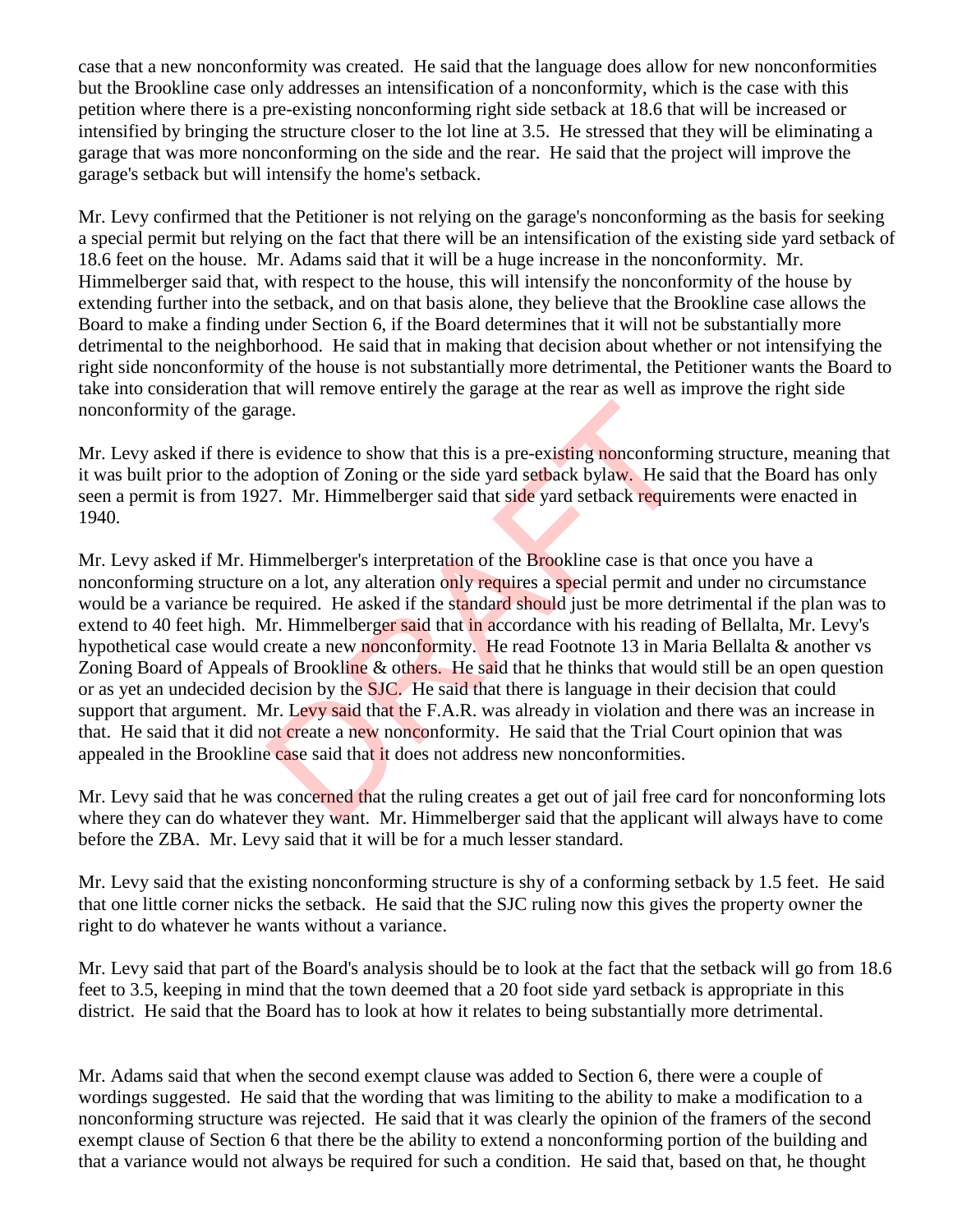case that a new nonconformity was created. He said that the language does allow for new nonconformities but the Brookline case only addresses an intensification of a nonconformity, which is the case with this petition where there is a pre-existing nonconforming right side setback at 18.6 that will be increased or intensified by bringing the structure closer to the lot line at 3.5. He stressed that they will be eliminating a garage that was more nonconforming on the side and the rear. He said that the project will improve the garage's setback but will intensify the home's setback.

Mr. Levy confirmed that the Petitioner is not relying on the garage's nonconforming as the basis for seeking a special permit but relying on the fact that there will be an intensification of the existing side yard setback of 18.6 feet on the house. Mr. Adams said that it will be a huge increase in the nonconformity. Mr. Himmelberger said that, with respect to the house, this will intensify the nonconformity of the house by extending further into the setback, and on that basis alone, they believe that the Brookline case allows the Board to make a finding under Section 6, if the Board determines that it will not be substantially more detrimental to the neighborhood. He said that in making that decision about whether or not intensifying the right side nonconformity of the house is not substantially more detrimental, the Petitioner wants the Board to take into consideration that will remove entirely the garage at the rear as well as improve the right side nonconformity of the garage.

Mr. Levy asked if there is evidence to show that this is a pre-existing nonconforming structure, meaning that it was built prior to the adoption of Zoning or the side yard setback bylaw. He said that the Board has only seen a permit is from 1927. Mr. Himmelberger said that side yard setback requirements were enacted in 1940.

Mr. Levy asked if Mr. Himmelberger's interpretation of the Brookline case is that once you have a nonconforming structure on a lot, any alteration only requires a special permit and under no circumstance would be a variance be required. He asked if the standard should just be more detrimental if the plan was to extend to 40 feet high. Mr. Himmelberger said that in accordance with his reading of Bellalta, Mr. Levy's hypothetical case would create a new nonconformity. He read Footnote 13 in Maria Bellalta & another vs Zoning Board of Appeals of Brookline & others. He said that he thinks that would still be an open question or as yet an undecided decision by the SJC. He said that there is language in their decision that could support that argument. Mr. Levy said that the F.A.R. was already in violation and there was an increase in that. He said that it did not create a new nonconformity. He said that the Trial Court opinion that was appealed in the Brookline case said that it does not address new nonconformities.

Mr. Levy said that he was concerned that the ruling creates a get out of jail free card for nonconforming lots where they can do whatever they want. Mr. Himmelberger said that the applicant will always have to come before the ZBA. Mr. Levy said that it will be for a much lesser standard.

Mr. Levy said that the existing nonconforming structure is shy of a conforming setback by 1.5 feet. He said that one little corner nicks the setback. He said that the SJC ruling now this gives the property owner the right to do whatever he wants without a variance.

Mr. Levy said that part of the Board's analysis should be to look at the fact that the setback will go from 18.6 feet to 3.5, keeping in mind that the town deemed that a 20 foot side yard setback is appropriate in this district. He said that the Board has to look at how it relates to being substantially more detrimental.

Mr. Adams said that when the second exempt clause was added to Section 6, there were a couple of wordings suggested. He said that the wording that was limiting to the ability to make a modification to a nonconforming structure was rejected. He said that it was clearly the opinion of the framers of the second exempt clause of Section 6 that there be the ability to extend a nonconforming portion of the building and that a variance would not always be required for such a condition. He said that, based on that, he thought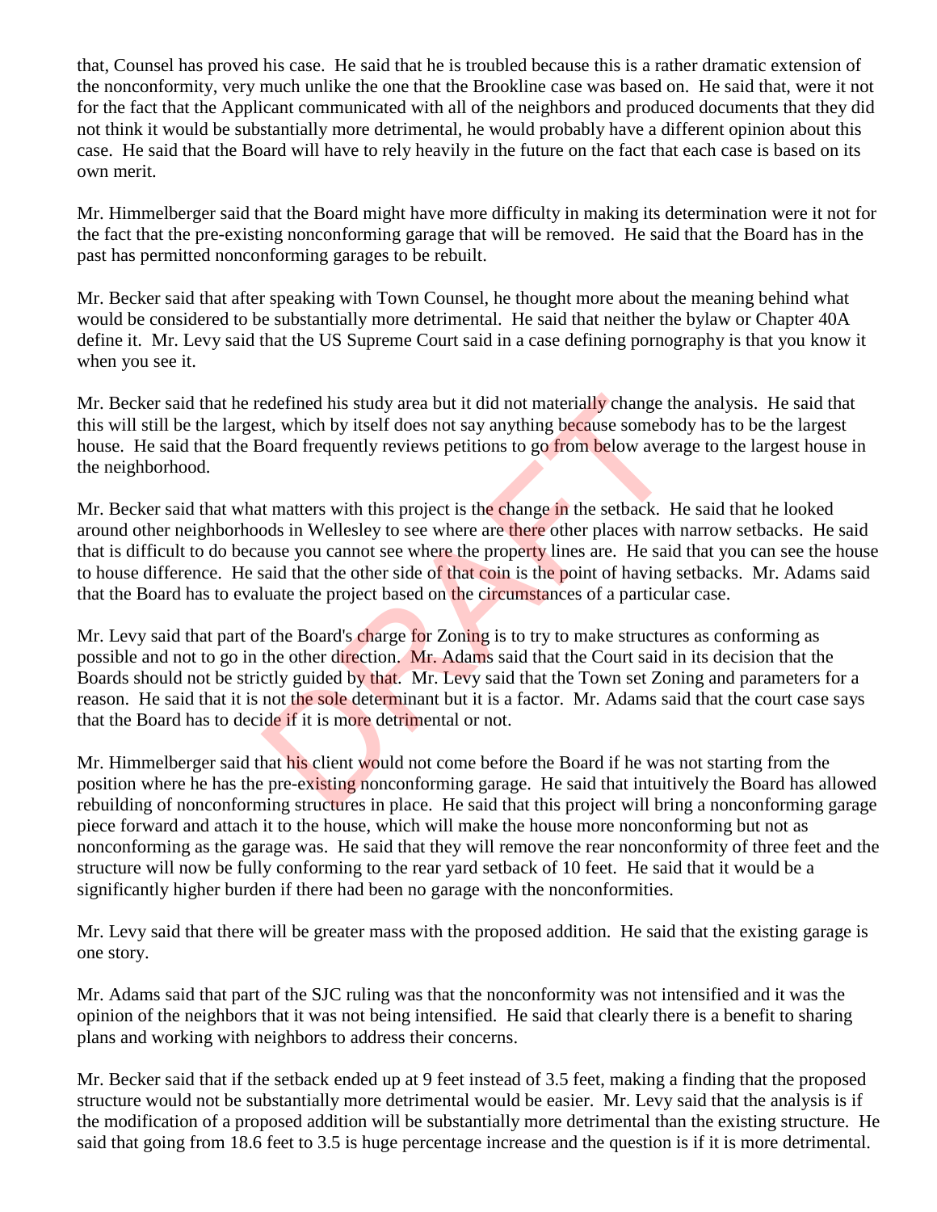that, Counsel has proved his case. He said that he is troubled because this is a rather dramatic extension of the nonconformity, very much unlike the one that the Brookline case was based on. He said that, were it not for the fact that the Applicant communicated with all of the neighbors and produced documents that they did not think it would be substantially more detrimental, he would probably have a different opinion about this case. He said that the Board will have to rely heavily in the future on the fact that each case is based on its own merit.

Mr. Himmelberger said that the Board might have more difficulty in making its determination were it not for the fact that the pre-existing nonconforming garage that will be removed. He said that the Board has in the past has permitted nonconforming garages to be rebuilt.

Mr. Becker said that after speaking with Town Counsel, he thought more about the meaning behind what would be considered to be substantially more detrimental. He said that neither the bylaw or Chapter 40A define it. Mr. Levy said that the US Supreme Court said in a case defining pornography is that you know it when you see it.

Mr. Becker said that he redefined his study area but it did not materially change the analysis. He said that this will still be the largest, which by itself does not say anything because somebody has to be the largest house. He said that the Board frequently reviews petitions to go from below average to the largest house in the neighborhood.

Mr. Becker said that what matters with this project is the change in the setback. He said that he looked around other neighborhoods in Wellesley to see where are there other places with narrow setbacks. He said that is difficult to do because you cannot see where the property lines are. He said that you can see the house to house difference. He said that the other side of that coin is the point of having setbacks. Mr. Adams said that the Board has to evaluate the project based on the circumstances of a particular case.

Mr. Levy said that part of the Board's charge for Zoning is to try to make structures as conforming as possible and not to go in the other direction. Mr. Adams said that the Court said in its decision that the Boards should not be strictly guided by that. Mr. Levy said that the Town set Zoning and parameters for a reason. He said that it is not the sole determinant but it is a factor. Mr. Adams said that the court case says that the Board has to decide if it is more detrimental or not.

Mr. Himmelberger said that his client would not come before the Board if he was not starting from the position where he has the pre-existing nonconforming garage. He said that intuitively the Board has allowed rebuilding of nonconforming structures in place. He said that this project will bring a nonconforming garage piece forward and attach it to the house, which will make the house more nonconforming but not as nonconforming as the garage was. He said that they will remove the rear nonconformity of three feet and the structure will now be fully conforming to the rear yard setback of 10 feet. He said that it would be a significantly higher burden if there had been no garage with the nonconformities.

Mr. Levy said that there will be greater mass with the proposed addition. He said that the existing garage is one story.

Mr. Adams said that part of the SJC ruling was that the nonconformity was not intensified and it was the opinion of the neighbors that it was not being intensified. He said that clearly there is a benefit to sharing plans and working with neighbors to address their concerns.

Mr. Becker said that if the setback ended up at 9 feet instead of 3.5 feet, making a finding that the proposed structure would not be substantially more detrimental would be easier. Mr. Levy said that the analysis is if the modification of a proposed addition will be substantially more detrimental than the existing structure. He said that going from 18.6 feet to 3.5 is huge percentage increase and the question is if it is more detrimental.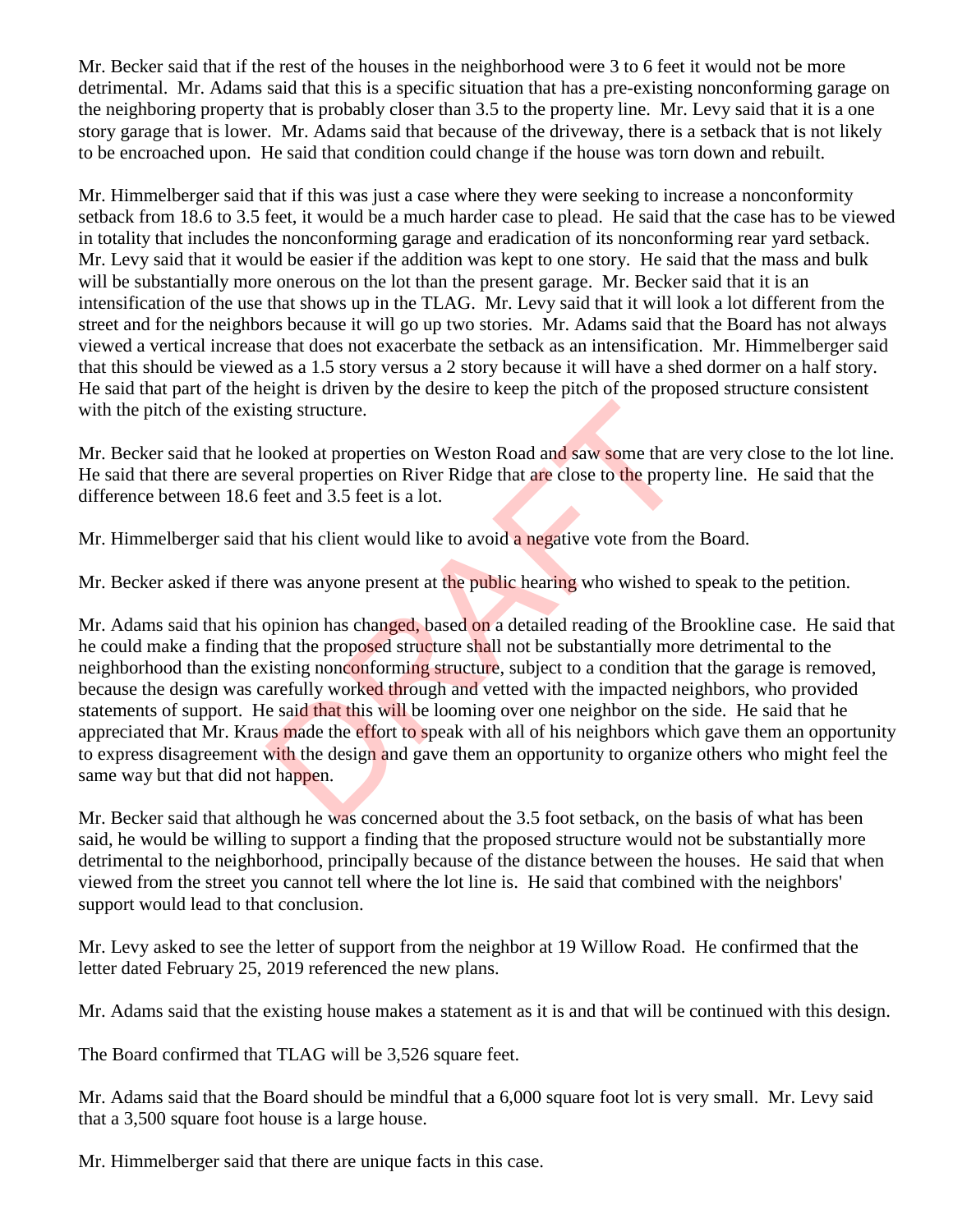Mr. Becker said that if the rest of the houses in the neighborhood were 3 to 6 feet it would not be more detrimental. Mr. Adams said that this is a specific situation that has a pre-existing nonconforming garage on the neighboring property that is probably closer than 3.5 to the property line. Mr. Levy said that it is a one story garage that is lower. Mr. Adams said that because of the driveway, there is a setback that is not likely to be encroached upon. He said that condition could change if the house was torn down and rebuilt.

Mr. Himmelberger said that if this was just a case where they were seeking to increase a nonconformity setback from 18.6 to 3.5 feet, it would be a much harder case to plead. He said that the case has to be viewed in totality that includes the nonconforming garage and eradication of its nonconforming rear yard setback. Mr. Levy said that it would be easier if the addition was kept to one story. He said that the mass and bulk will be substantially more onerous on the lot than the present garage. Mr. Becker said that it is an intensification of the use that shows up in the TLAG. Mr. Levy said that it will look a lot different from the street and for the neighbors because it will go up two stories. Mr. Adams said that the Board has not always viewed a vertical increase that does not exacerbate the setback as an intensification. Mr. Himmelberger said that this should be viewed as a 1.5 story versus a 2 story because it will have a shed dormer on a half story. He said that part of the height is driven by the desire to keep the pitch of the proposed structure consistent with the pitch of the existing structure.

Mr. Becker said that he looked at properties on Weston Road and saw some that are very close to the lot line. He said that there are several properties on River Ridge that are close to the property line. He said that the difference between 18.6 feet and 3.5 feet is a lot.

Mr. Himmelberger said that his client would like to avoid a negative vote from the Board.

Mr. Becker asked if there was anyone present at the public hearing who wished to speak to the petition.

Mr. Adams said that his opinion has changed, based on a detailed reading of the Brookline case. He said that he could make a finding that the proposed structure shall not be substantially more detrimental to the neighborhood than the existing nonconforming structure, subject to a condition that the garage is removed, because the design was carefully worked through and vetted with the impacted neighbors, who provided statements of support. He said that this will be looming over one neighbor on the side. He said that he appreciated that Mr. Kraus made the effort to speak with all of his neighbors which gave them an opportunity to express disagreement with the design and gave them an opportunity to organize others who might feel the same way but that did not happen.

Mr. Becker said that although he was concerned about the 3.5 foot setback, on the basis of what has been said, he would be willing to support a finding that the proposed structure would not be substantially more detrimental to the neighborhood, principally because of the distance between the houses. He said that when viewed from the street you cannot tell where the lot line is. He said that combined with the neighbors' support would lead to that conclusion.

Mr. Levy asked to see the letter of support from the neighbor at 19 Willow Road. He confirmed that the letter dated February 25, 2019 referenced the new plans.

Mr. Adams said that the existing house makes a statement as it is and that will be continued with this design.

The Board confirmed that TLAG will be 3,526 square feet.

Mr. Adams said that the Board should be mindful that a 6,000 square foot lot is very small. Mr. Levy said that a 3,500 square foot house is a large house.

Mr. Himmelberger said that there are unique facts in this case.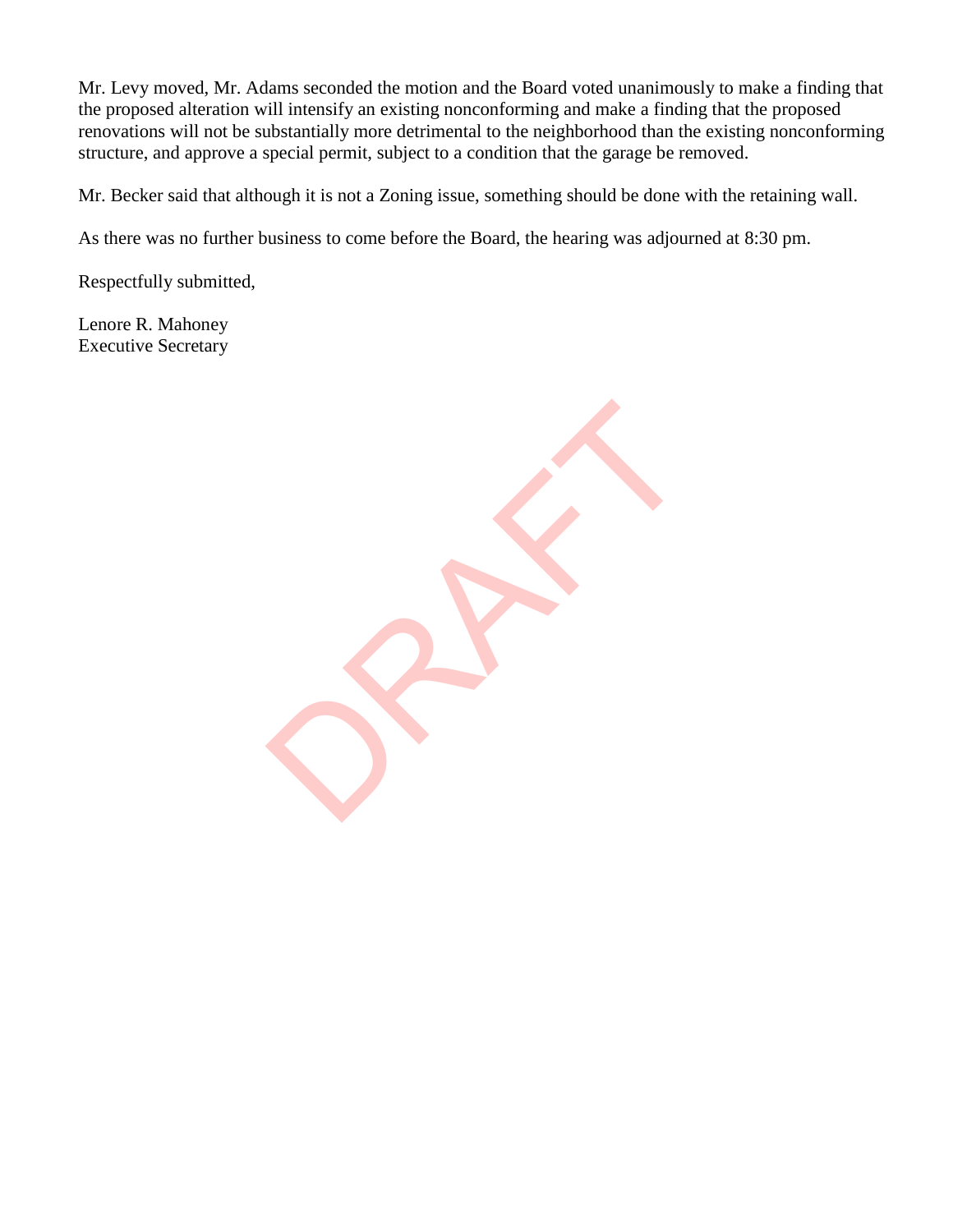Mr. Levy moved, Mr. Adams seconded the motion and the Board voted unanimously to make a finding that the proposed alteration will intensify an existing nonconforming and make a finding that the proposed renovations will not be substantially more detrimental to the neighborhood than the existing nonconforming structure, and approve a special permit, subject to a condition that the garage be removed.

Mr. Becker said that although it is not a Zoning issue, something should be done with the retaining wall.

As there was no further business to come before the Board, the hearing was adjourned at 8:30 pm.

Respectfully submitted,

Lenore R. Mahoney
Executive Secretary

DRAFT